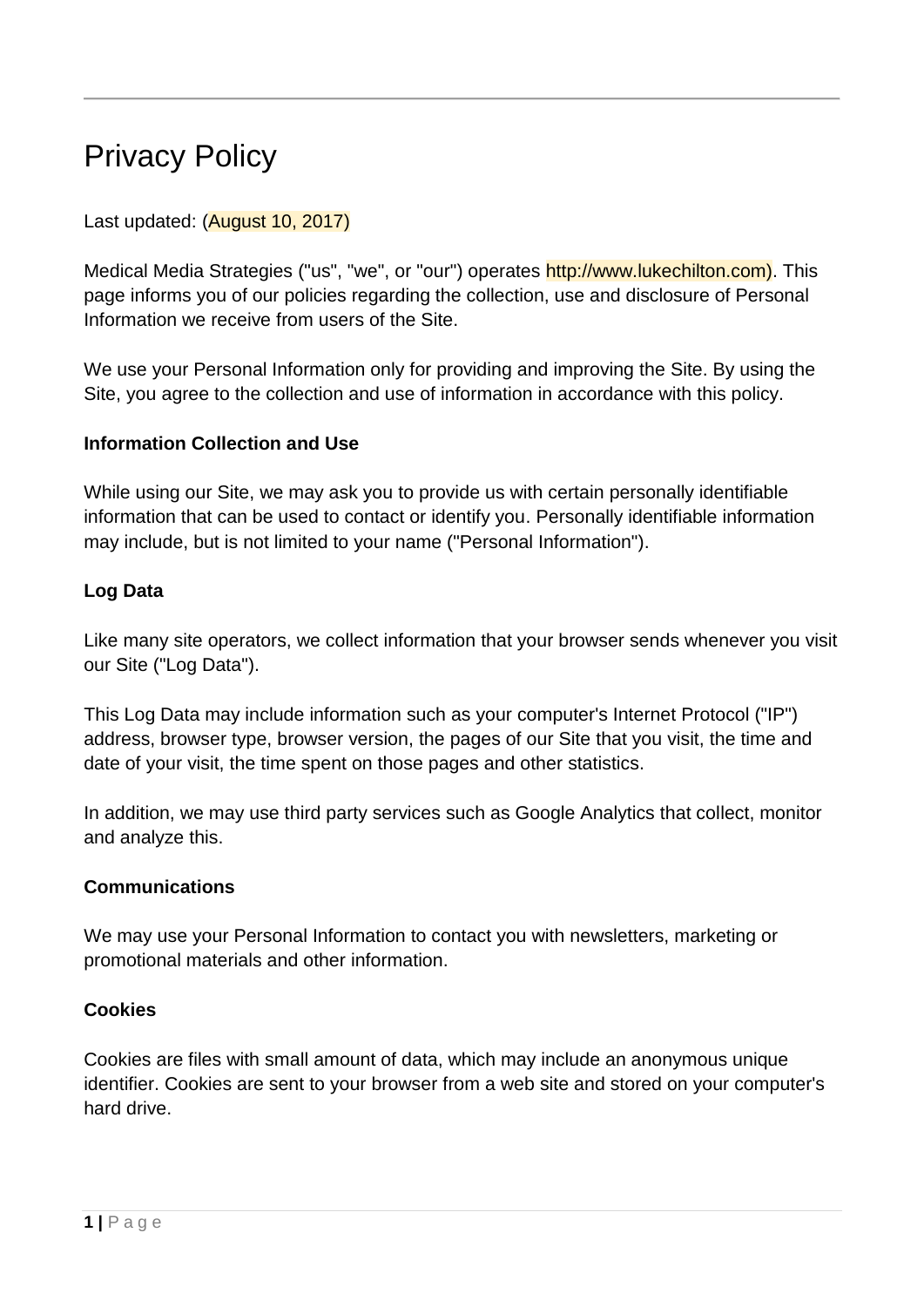# Privacy Policy

Last updated: (August 10, 2017)

Medical Media Strategies ("us", "we", or "our") operates http://www.lukechilton.com). This page informs you of our policies regarding the collection, use and disclosure of Personal Information we receive from users of the Site.

We use your Personal Information only for providing and improving the Site. By using the Site, you agree to the collection and use of information in accordance with this policy.

**Information Collection and Use**

While using our Site, we may ask you to provide us with certain personally identifiable information that can be used to contact or identify you. Personally identifiable information may include, but is not limited to your name ("Personal Information").

**Log Data**

Like many site operators, we collect information that your browser sends whenever you visit our Site ("Log Data").

This Log Data may include information such as your computer's Internet Protocol ("IP") address, browser type, browser version, the pages of our Site that you visit, the time and date of your visit, the time spent on those pages and other statistics.

In addition, we may use third party services such as Google Analytics that collect, monitor and analyze this.

**Communications**

We may use your Personal Information to contact you with newsletters, marketing or promotional materials and other information.

**Cookies**

Cookies are files with small amount of data, which may include an anonymous unique identifier. Cookies are sent to your browser from a web site and stored on your computer's hard drive.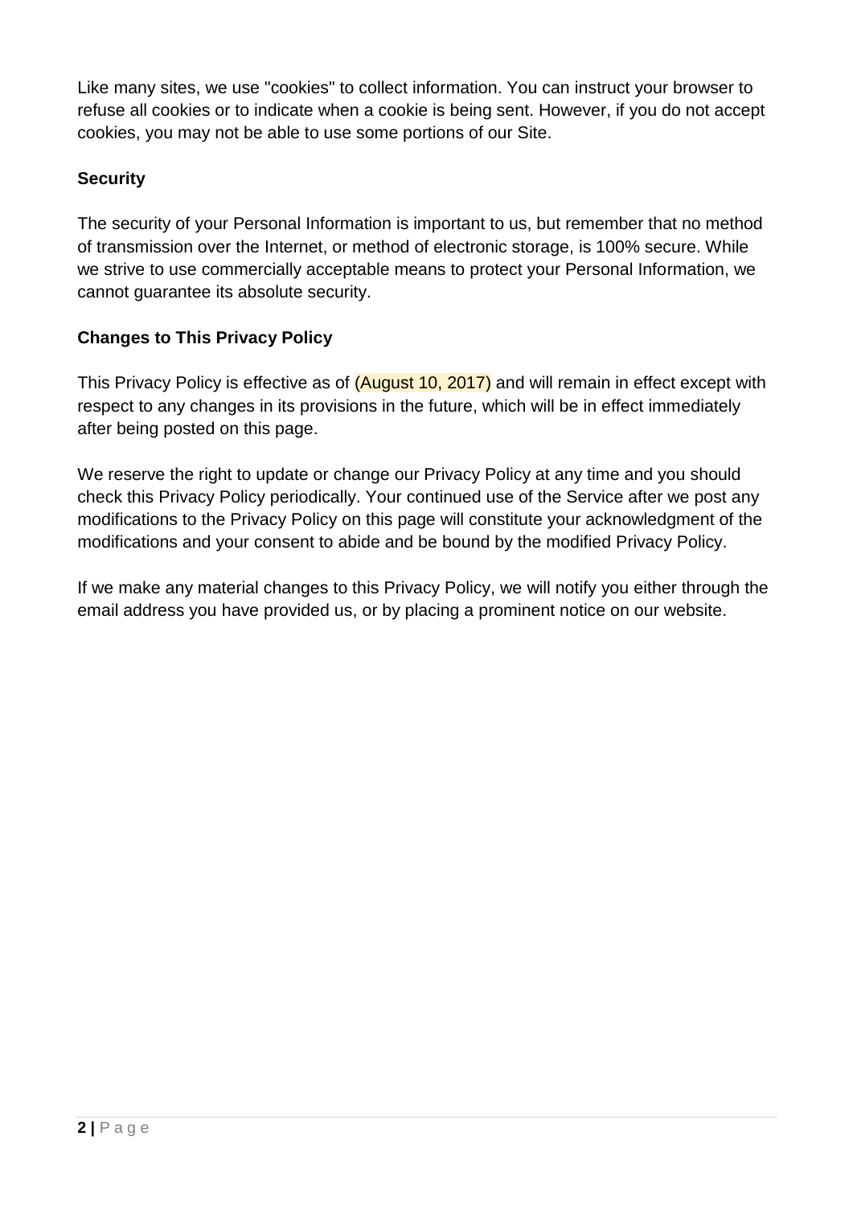Like many sites, we use "cookies" to collect information. You can instruct your browser to refuse all cookies or to indicate when a cookie is being sent. However, if you do not accept cookies, you may not be able to use some portions of our Site.

**Security**

The security of your Personal Information is important to us, but remember that no method of transmission over the Internet, or method of electronic storage, is 100% secure. While we strive to use commercially acceptable means to protect your Personal Information, we cannot guarantee its absolute security.

**Changes to This Privacy Policy**

This Privacy Policy is effective as of (August 10, 2017) and will remain in effect except with respect to any changes in its provisions in the future, which will be in effect immediately after being posted on this page.

We reserve the right to update or change our Privacy Policy at any time and you should check this Privacy Policy periodically. Your continued use of the Service after we post any modifications to the Privacy Policy on this page will constitute your acknowledgment of the modifications and your consent to abide and be bound by the modified Privacy Policy.

If we make any material changes to this Privacy Policy, we will notify you either through the email address you have provided us, or by placing a prominent notice on our website.